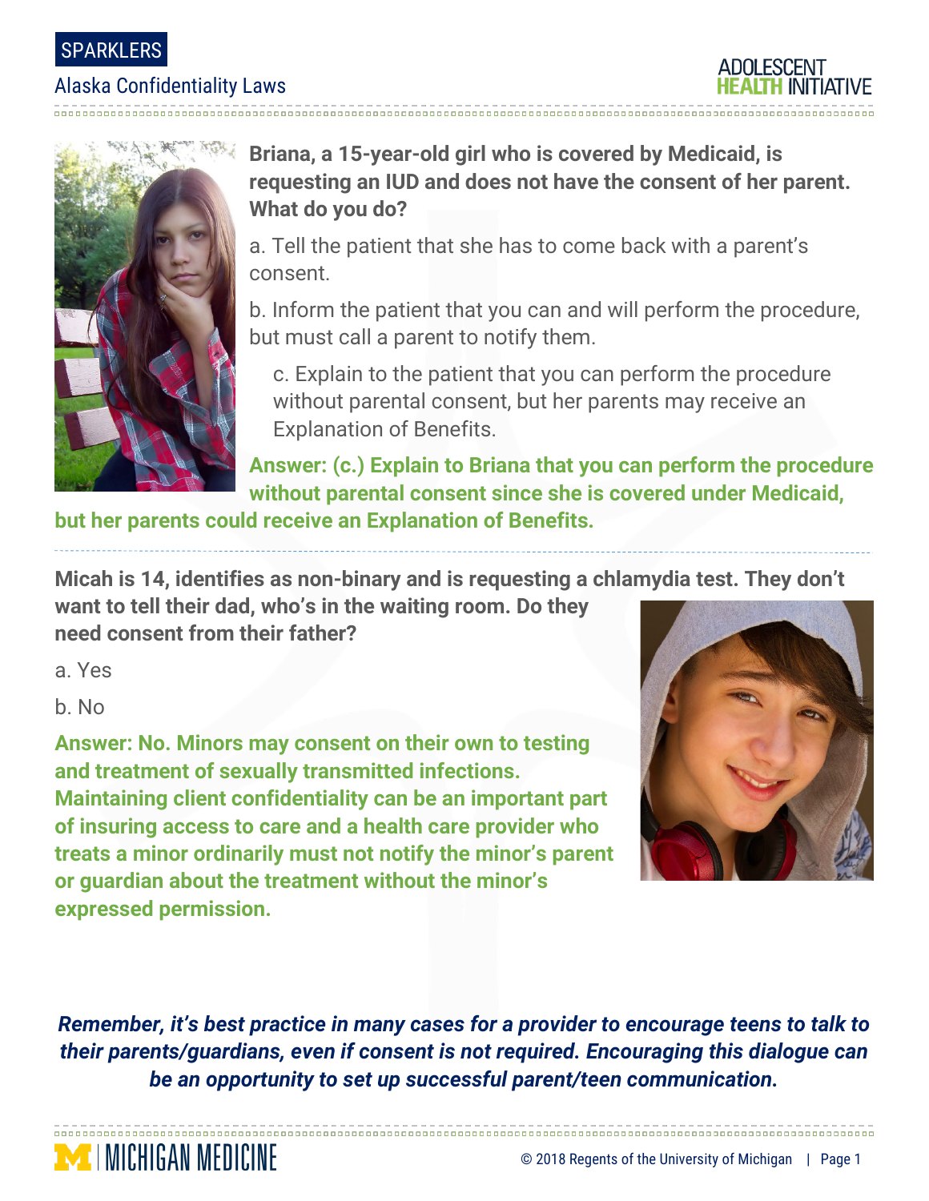SPARKLERS

# Alaska Confidentiality Laws

**Briana, a 15-year-old girl who is covered by Medicaid, is requesting an IUD and does not have the consent of her parent. What do you do?**

a. Tell the patient that she has to come back with a parent's consent.

b. Inform the patient that you can and will perform the procedure, but must call a parent to notify them.

c. Explain to the patient that you can perform the procedure without parental consent, but her parents may receive an Explanation of Benefits.

**Answer: (c.) Explain to Briana that you can perform the procedure without parental consent since she is covered under Medicaid, but her parents could receive an Explanation of Benefits.**

---

**Micah is 14, identifies as non-binary and is requesting a chlamydia test. They don't want to tell their dad, who's in the waiting room. Do they need consent from their father?**

a. Yes

b. No

**Answer: No. Minors may consent on their own to testing and treatment of sexually transmitted infections. Maintaining client confidentiality can be an important part of insuring access to care and a health care provider who treats a minor ordinarily must not notify the minor's parent or guardian about the treatment without the minor's expressed permission.**

***Remember, it's best practice in many cases for a provider to encourage teens to talk to their parents/guardians, even if consent is not required. Encouraging this dialogue can be an opportunity to set up successful parent/teen communication.***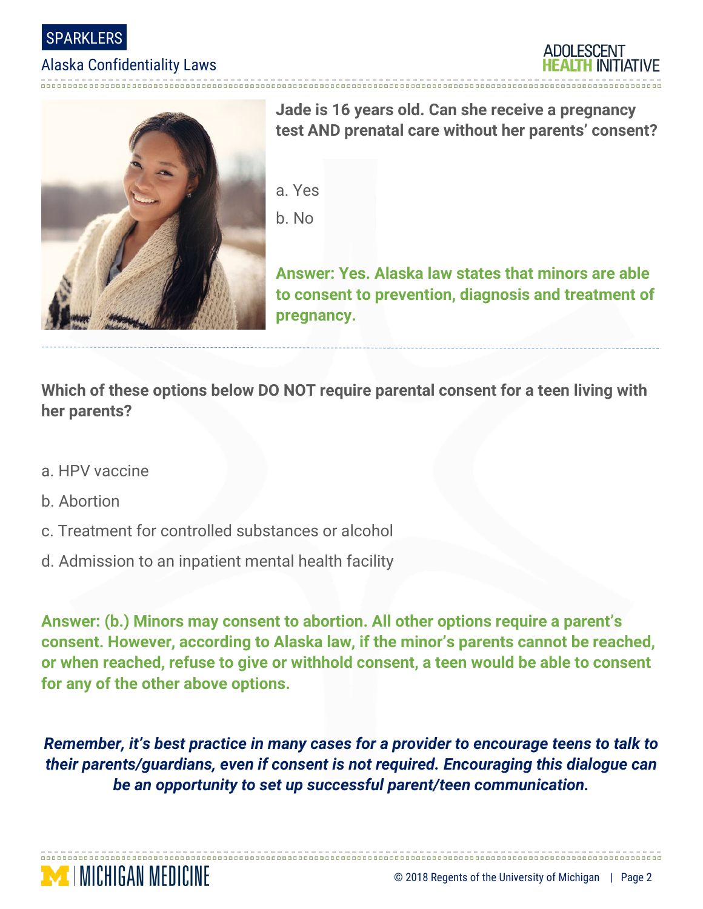**Jade is 16 years old. Can she receive a pregnancy test AND prenatal care without her parents' consent?**

a. Yes

b. No

**Answer: Yes. Alaska law states that minors are able to consent to prevention, diagnosis and treatment of pregnancy.**

**Which of these options below DO NOT require parental consent for a teen living with her parents?**

a. HPV vaccine

b. Abortion

c. Treatment for controlled substances or alcohol

d. Admission to an inpatient mental health facility

**Answer: (b.) Minors may consent to abortion. All other options require a parent's consent. However, according to Alaska law, if the minor's parents cannot be reached, or when reached, refuse to give or withhold consent, a teen would be able to consent for any of the other above options.**

***Remember, it's best practice in many cases for a provider to encourage teens to talk to their parents/guardians, even if consent is not required. Encouraging this dialogue can be an opportunity to set up successful parent/teen communication.***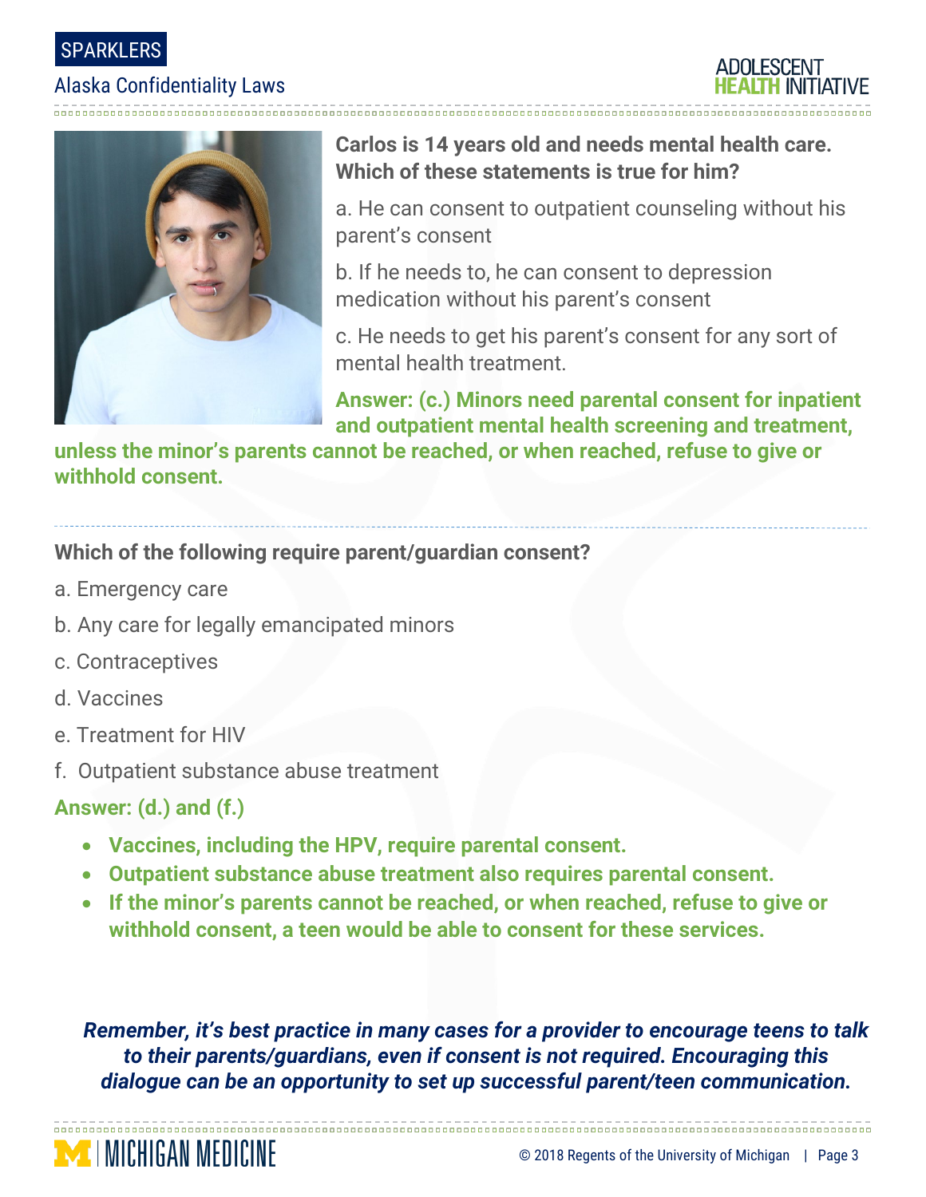**Carlos is 14 years old and needs mental health care. Which of these statements is true for him?**

a. He can consent to outpatient counseling without his parent's consent

b. If he needs to, he can consent to depression medication without his parent's consent

c. He needs to get his parent's consent for any sort of mental health treatment.

**Answer: (c.) Minors need parental consent for inpatient and outpatient mental health screening and treatment, unless the minor's parents cannot be reached, or when reached, refuse to give or withhold consent.**

---

**Which of the following require parent/guardian consent?**

a. Emergency care

b. Any care for legally emancipated minors

c. Contraceptives

d. Vaccines

e. Treatment for HIV

f. Outpatient substance abuse treatment

**Answer: (d.) and (f.)**

- **Vaccines, including the HPV, require parental consent.**
- **Outpatient substance abuse treatment also requires parental consent.**
- **If the minor's parents cannot be reached, or when reached, refuse to give or withhold consent, a teen would be able to consent for these services.**

***Remember, it's best practice in many cases for a provider to encourage teens to talk to their parents/guardians, even if consent is not required. Encouraging this dialogue can be an opportunity to set up successful parent/teen communication.***